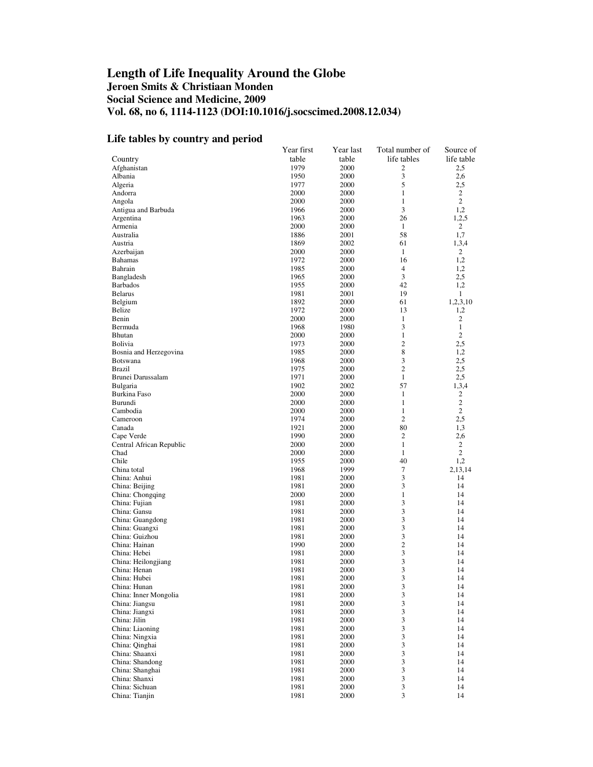# Length of Life Inequality Around the Globe

**Jeroen Smits & Christiaan Monden**

**Social Science and Medicine, 2009**

**Vol. 68, no 6, 1114-1123 (DOI:10.1016/j.socscimed.2008.12.034)**

## Life tables by country and period

| Country | Year first table | Year last table | Total number of life tables | Source of life table |
|---|---|---|---|---|
| Afghanistan | 1979 | 2000 | 2 | 2,5 |
| Albania | 1950 | 2000 | 3 | 2,6 |
| Algeria | 1977 | 2000 | 5 | 2,5 |
| Andorra | 2000 | 2000 | 1 | 2 |
| Angola | 2000 | 2000 | 1 | 2 |
| Antigua and Barbuda | 1966 | 2000 | 3 | 1,2 |
| Argentina | 1963 | 2000 | 26 | 1,2,5 |
| Armenia | 2000 | 2000 | 1 | 2 |
| Australia | 1886 | 2001 | 58 | 1,7 |
| Austria | 1869 | 2002 | 61 | 1,3,4 |
| Azerbaijan | 2000 | 2000 | 1 | 2 |
| Bahamas | 1972 | 2000 | 16 | 1,2 |
| Bahrain | 1985 | 2000 | 4 | 1,2 |
| Bangladesh | 1965 | 2000 | 3 | 2,5 |
| Barbados | 1955 | 2000 | 42 | 1,2 |
| Belarus | 1981 | 2001 | 19 | 1 |
| Belgium | 1892 | 2000 | 61 | 1,2,3,10 |
| Belize | 1972 | 2000 | 13 | 1,2 |
| Benin | 2000 | 2000 | 1 | 2 |
| Bermuda | 1968 | 1980 | 3 | 1 |
| Bhutan | 2000 | 2000 | 1 | 2 |
| Bolivia | 1973 | 2000 | 2 | 2,5 |
| Bosnia and Herzegovina | 1985 | 2000 | 8 | 1,2 |
| Botswana | 1968 | 2000 | 3 | 2,5 |
| Brazil | 1975 | 2000 | 2 | 2,5 |
| Brunei Darussalam | 1971 | 2000 | 1 | 2,5 |
| Bulgaria | 1902 | 2002 | 57 | 1,3,4 |
| Burkina Faso | 2000 | 2000 | 1 | 2 |
| Burundi | 2000 | 2000 | 1 | 2 |
| Cambodia | 2000 | 2000 | 1 | 2 |
| Cameroon | 1974 | 2000 | 2 | 2,5 |
| Canada | 1921 | 2000 | 80 | 1,3 |
| Cape Verde | 1990 | 2000 | 2 | 2,6 |
| Central African Republic | 2000 | 2000 | 1 | 2 |
| Chad | 2000 | 2000 | 1 | 2 |
| Chile | 1955 | 2000 | 40 | 1,2 |
| China total | 1968 | 1999 | 7 | 2,13,14 |
| China: Anhui | 1981 | 2000 | 3 | 14 |
| China: Beijing | 1981 | 2000 | 3 | 14 |
| China: Chongqing | 2000 | 2000 | 1 | 14 |
| China: Fujian | 1981 | 2000 | 3 | 14 |
| China: Gansu | 1981 | 2000 | 3 | 14 |
| China: Guangdong | 1981 | 2000 | 3 | 14 |
| China: Guangxi | 1981 | 2000 | 3 | 14 |
| China: Guizhou | 1981 | 2000 | 3 | 14 |
| China: Hainan | 1990 | 2000 | 2 | 14 |
| China: Hebei | 1981 | 2000 | 3 | 14 |
| China: Heilongjiang | 1981 | 2000 | 3 | 14 |
| China: Henan | 1981 | 2000 | 3 | 14 |
| China: Hubei | 1981 | 2000 | 3 | 14 |
| China: Hunan | 1981 | 2000 | 3 | 14 |
| China: Inner Mongolia | 1981 | 2000 | 3 | 14 |
| China: Jiangsu | 1981 | 2000 | 3 | 14 |
| China: Jiangxi | 1981 | 2000 | 3 | 14 |
| China: Jilin | 1981 | 2000 | 3 | 14 |
| China: Liaoning | 1981 | 2000 | 3 | 14 |
| China: Ningxia | 1981 | 2000 | 3 | 14 |
| China: Qinghai | 1981 | 2000 | 3 | 14 |
| China: Shaanxi | 1981 | 2000 | 3 | 14 |
| China: Shandong | 1981 | 2000 | 3 | 14 |
| China: Shanghai | 1981 | 2000 | 3 | 14 |
| China: Shanxi | 1981 | 2000 | 3 | 14 |
| China: Sichuan | 1981 | 2000 | 3 | 14 |
| China: Tianjin | 1981 | 2000 | 3 | 14 |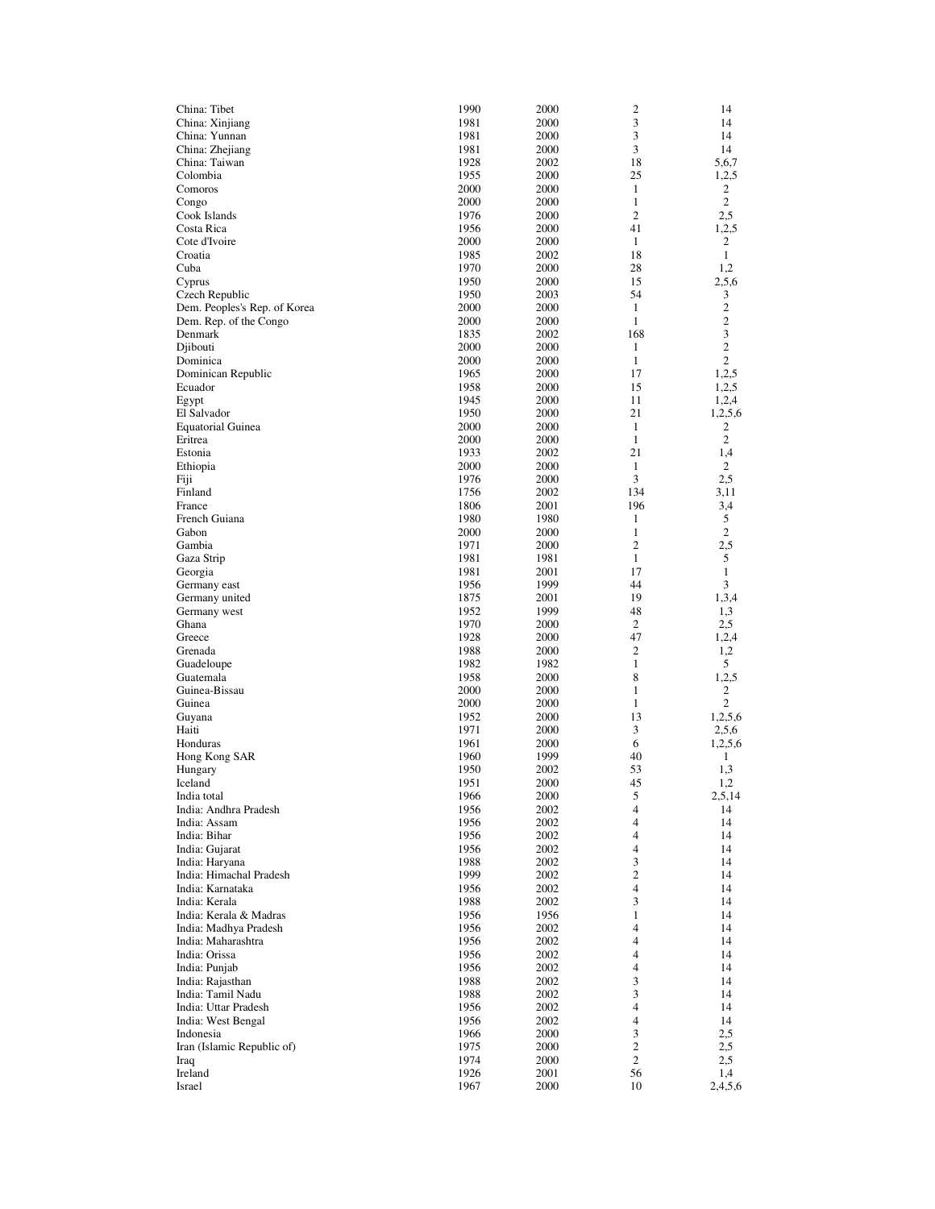| | | | | |
|---|---|---|---|---|
| China: Tibet | 1990 | 2000 | 2 | 14 |
| China: Xinjiang | 1981 | 2000 | 3 | 14 |
| China: Yunnan | 1981 | 2000 | 3 | 14 |
| China: Zhejiang | 1981 | 2000 | 3 | 14 |
| China: Taiwan | 1928 | 2002 | 18 | 5,6,7 |
| Colombia | 1955 | 2000 | 25 | 1,2,5 |
| Comoros | 2000 | 2000 | 1 | 2 |
| Congo | 2000 | 2000 | 1 | 2 |
| Cook Islands | 1976 | 2000 | 2 | 2,5 |
| Costa Rica | 1956 | 2000 | 41 | 1,2,5 |
| Cote d'Ivoire | 2000 | 2000 | 1 | 2 |
| Croatia | 1985 | 2002 | 18 | 1 |
| Cuba | 1970 | 2000 | 28 | 1,2 |
| Cyprus | 1950 | 2000 | 15 | 2,5,6 |
| Czech Republic | 1950 | 2003 | 54 | 3 |
| Dem. Peoples's Rep. of Korea | 2000 | 2000 | 1 | 2 |
| Dem. Rep. of the Congo | 2000 | 2000 | 1 | 2 |
| Denmark | 1835 | 2002 | 168 | 3 |
| Djibouti | 2000 | 2000 | 1 | 2 |
| Dominica | 2000 | 2000 | 1 | 2 |
| Dominican Republic | 1965 | 2000 | 17 | 1,2,5 |
| Ecuador | 1958 | 2000 | 15 | 1,2,5 |
| Egypt | 1945 | 2000 | 11 | 1,2,4 |
| El Salvador | 1950 | 2000 | 21 | 1,2,5,6 |
| Equatorial Guinea | 2000 | 2000 | 1 | 2 |
| Eritrea | 2000 | 2000 | 1 | 2 |
| Estonia | 1933 | 2002 | 21 | 1,4 |
| Ethiopia | 2000 | 2000 | 1 | 2 |
| Fiji | 1976 | 2000 | 3 | 2,5 |
| Finland | 1756 | 2002 | 134 | 3,11 |
| France | 1806 | 2001 | 196 | 3,4 |
| French Guiana | 1980 | 1980 | 1 | 5 |
| Gabon | 2000 | 2000 | 1 | 2 |
| Gambia | 1971 | 2000 | 2 | 2,5 |
| Gaza Strip | 1981 | 1981 | 1 | 5 |
| Georgia | 1981 | 2001 | 17 | 1 |
| Germany east | 1956 | 1999 | 44 | 3 |
| Germany united | 1875 | 2001 | 19 | 1,3,4 |
| Germany west | 1952 | 1999 | 48 | 1,3 |
| Ghana | 1970 | 2000 | 2 | 2,5 |
| Greece | 1928 | 2000 | 47 | 1,2,4 |
| Grenada | 1988 | 2000 | 2 | 1,2 |
| Guadeloupe | 1982 | 1982 | 1 | 5 |
| Guatemala | 1958 | 2000 | 8 | 1,2,5 |
| Guinea-Bissau | 2000 | 2000 | 1 | 2 |
| Guinea | 2000 | 2000 | 1 | 2 |
| Guyana | 1952 | 2000 | 13 | 1,2,5,6 |
| Haiti | 1971 | 2000 | 3 | 2,5,6 |
| Honduras | 1961 | 2000 | 6 | 1,2,5,6 |
| Hong Kong SAR | 1960 | 1999 | 40 | 1 |
| Hungary | 1950 | 2002 | 53 | 1,3 |
| Iceland | 1951 | 2000 | 45 | 1,2 |
| India total | 1966 | 2000 | 5 | 2,5,14 |
| India: Andhra Pradesh | 1956 | 2002 | 4 | 14 |
| India: Assam | 1956 | 2002 | 4 | 14 |
| India: Bihar | 1956 | 2002 | 4 | 14 |
| India: Gujarat | 1956 | 2002 | 4 | 14 |
| India: Haryana | 1988 | 2002 | 3 | 14 |
| India: Himachal Pradesh | 1999 | 2002 | 2 | 14 |
| India: Karnataka | 1956 | 2002 | 4 | 14 |
| India: Kerala | 1988 | 2002 | 3 | 14 |
| India: Kerala & Madras | 1956 | 1956 | 1 | 14 |
| India: Madhya Pradesh | 1956 | 2002 | 4 | 14 |
| India: Maharashtra | 1956 | 2002 | 4 | 14 |
| India: Orissa | 1956 | 2002 | 4 | 14 |
| India: Punjab | 1956 | 2002 | 4 | 14 |
| India: Rajasthan | 1988 | 2002 | 3 | 14 |
| India: Tamil Nadu | 1988 | 2002 | 3 | 14 |
| India: Uttar Pradesh | 1956 | 2002 | 4 | 14 |
| India: West Bengal | 1956 | 2002 | 4 | 14 |
| Indonesia | 1966 | 2000 | 3 | 2,5 |
| Iran (Islamic Republic of) | 1975 | 2000 | 2 | 2,5 |
| Iraq | 1974 | 2000 | 2 | 2,5 |
| Ireland | 1926 | 2001 | 56 | 1,4 |
| Israel | 1967 | 2000 | 10 | 2,4,5,6 |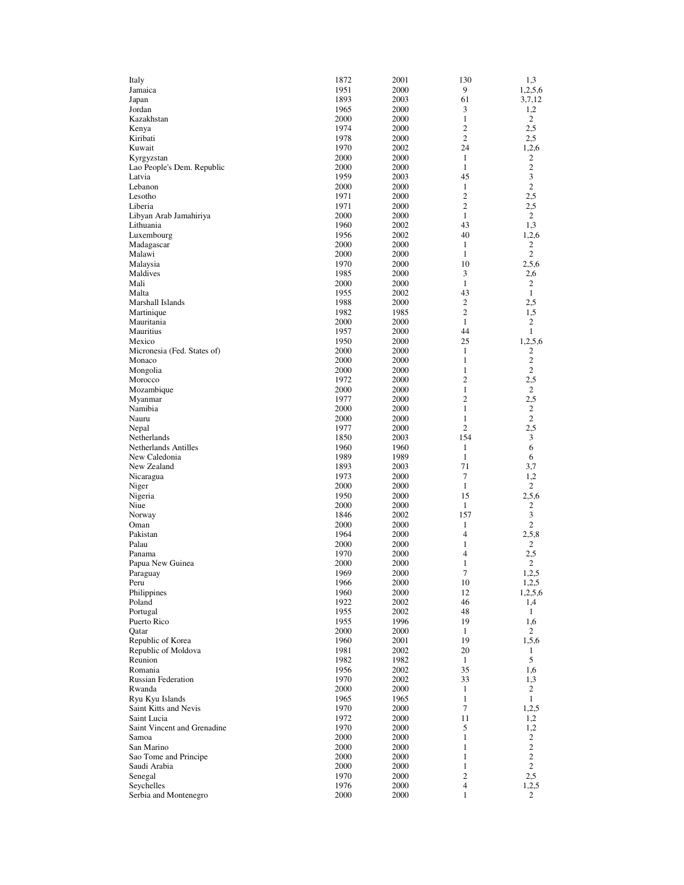| | | | | |
|---|---|---|---|---|
| Italy | 1872 | 2001 | 130 | 1,3 |
| Jamaica | 1951 | 2000 | 9 | 1,2,5,6 |
| Japan | 1893 | 2003 | 61 | 3,7,12 |
| Jordan | 1965 | 2000 | 3 | 1,2 |
| Kazakhstan | 2000 | 2000 | 1 | 2 |
| Kenya | 1974 | 2000 | 2 | 2,5 |
| Kiribati | 1978 | 2000 | 2 | 2,5 |
| Kuwait | 1970 | 2002 | 24 | 1,2,6 |
| Kyrgyzstan | 2000 | 2000 | 1 | 2 |
| Lao People's Dem. Republic | 2000 | 2000 | 1 | 2 |
| Latvia | 1959 | 2003 | 45 | 3 |
| Lebanon | 2000 | 2000 | 1 | 2 |
| Lesotho | 1971 | 2000 | 2 | 2,5 |
| Liberia | 1971 | 2000 | 2 | 2,5 |
| Libyan Arab Jamahiriya | 2000 | 2000 | 1 | 2 |
| Lithuania | 1960 | 2002 | 43 | 1,3 |
| Luxembourg | 1956 | 2002 | 40 | 1,2,6 |
| Madagascar | 2000 | 2000 | 1 | 2 |
| Malawi | 2000 | 2000 | 1 | 2 |
| Malaysia | 1970 | 2000 | 10 | 2,5,6 |
| Maldives | 1985 | 2000 | 3 | 2,6 |
| Mali | 2000 | 2000 | 1 | 2 |
| Malta | 1955 | 2002 | 43 | 1 |
| Marshall Islands | 1988 | 2000 | 2 | 2,5 |
| Martinique | 1982 | 1985 | 2 | 1,5 |
| Mauritania | 2000 | 2000 | 1 | 2 |
| Mauritius | 1957 | 2000 | 44 | 1 |
| Mexico | 1950 | 2000 | 25 | 1,2,5,6 |
| Micronesia (Fed. States of) | 2000 | 2000 | 1 | 2 |
| Monaco | 2000 | 2000 | 1 | 2 |
| Mongolia | 2000 | 2000 | 1 | 2 |
| Morocco | 1972 | 2000 | 2 | 2,5 |
| Mozambique | 2000 | 2000 | 1 | 2 |
| Myanmar | 1977 | 2000 | 2 | 2,5 |
| Namibia | 2000 | 2000 | 1 | 2 |
| Nauru | 2000 | 2000 | 1 | 2 |
| Nepal | 1977 | 2000 | 2 | 2,5 |
| Netherlands | 1850 | 2003 | 154 | 3 |
| Netherlands Antilles | 1960 | 1960 | 1 | 6 |
| New Caledonia | 1989 | 1989 | 1 | 6 |
| New Zealand | 1893 | 2003 | 71 | 3,7 |
| Nicaragua | 1973 | 2000 | 7 | 1,2 |
| Niger | 2000 | 2000 | 1 | 2 |
| Nigeria | 1950 | 2000 | 15 | 2,5,6 |
| Niue | 2000 | 2000 | 1 | 2 |
| Norway | 1846 | 2002 | 157 | 3 |
| Oman | 2000 | 2000 | 1 | 2 |
| Pakistan | 1964 | 2000 | 4 | 2,5,8 |
| Palau | 2000 | 2000 | 1 | 2 |
| Panama | 1970 | 2000 | 4 | 2,5 |
| Papua New Guinea | 2000 | 2000 | 1 | 2 |
| Paraguay | 1969 | 2000 | 7 | 1,2,5 |
| Peru | 1966 | 2000 | 10 | 1,2,5 |
| Philippines | 1960 | 2000 | 12 | 1,2,5,6 |
| Poland | 1922 | 2002 | 46 | 1,4 |
| Portugal | 1955 | 2002 | 48 | 1 |
| Puerto Rico | 1955 | 1996 | 19 | 1,6 |
| Qatar | 2000 | 2000 | 1 | 2 |
| Republic of Korea | 1960 | 2001 | 19 | 1,5,6 |
| Republic of Moldova | 1981 | 2002 | 20 | 1 |
| Reunion | 1982 | 1982 | 1 | 5 |
| Romania | 1956 | 2002 | 35 | 1,6 |
| Russian Federation | 1970 | 2002 | 33 | 1,3 |
| Rwanda | 2000 | 2000 | 1 | 2 |
| Ryu Kyu Islands | 1965 | 1965 | 1 | 1 |
| Saint Kitts and Nevis | 1970 | 2000 | 7 | 1,2,5 |
| Saint Lucia | 1972 | 2000 | 11 | 1,2 |
| Saint Vincent and Grenadine | 1970 | 2000 | 5 | 1,2 |
| Samoa | 2000 | 2000 | 1 | 2 |
| San Marino | 2000 | 2000 | 1 | 2 |
| Sao Tome and Principe | 2000 | 2000 | 1 | 2 |
| Saudi Arabia | 2000 | 2000 | 1 | 2 |
| Senegal | 1970 | 2000 | 2 | 2,5 |
| Seychelles | 1976 | 2000 | 4 | 1,2,5 |
| Serbia and Montenegro | 2000 | 2000 | 1 | 2 |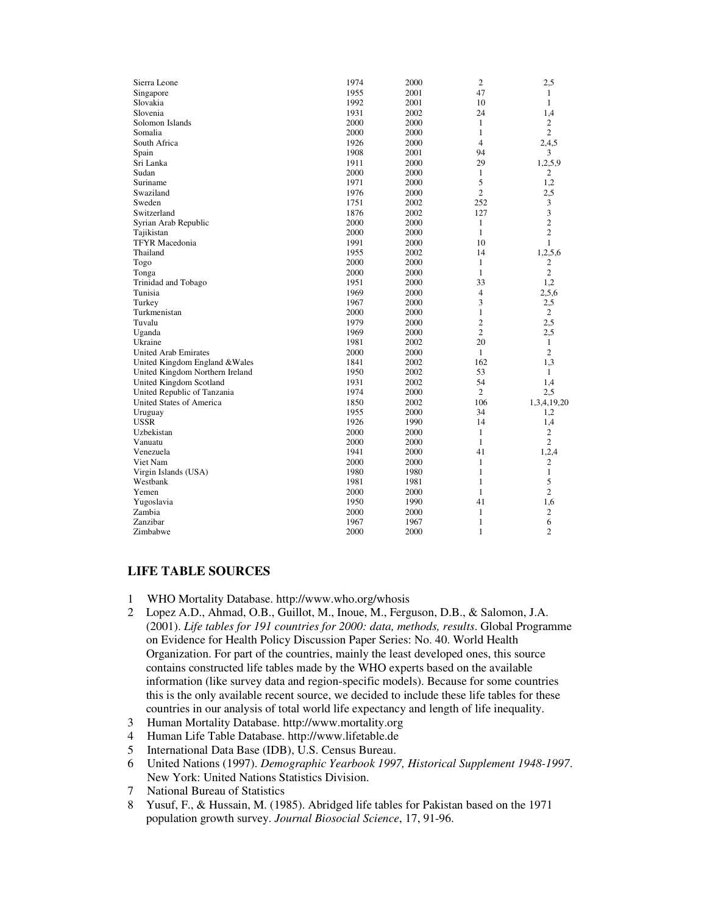| | | | | |
|---|---|---|---|---|
| Sierra Leone | 1974 | 2000 | 2 | 2,5 |
| Singapore | 1955 | 2001 | 47 | 1 |
| Slovakia | 1992 | 2001 | 10 | 1 |
| Slovenia | 1931 | 2002 | 24 | 1,4 |
| Solomon Islands | 2000 | 2000 | 1 | 2 |
| Somalia | 2000 | 2000 | 1 | 2 |
| South Africa | 1926 | 2000 | 4 | 2,4,5 |
| Spain | 1908 | 2001 | 94 | 3 |
| Sri Lanka | 1911 | 2000 | 29 | 1,2,5,9 |
| Sudan | 2000 | 2000 | 1 | 2 |
| Suriname | 1971 | 2000 | 5 | 1,2 |
| Swaziland | 1976 | 2000 | 2 | 2,5 |
| Sweden | 1751 | 2002 | 252 | 3 |
| Switzerland | 1876 | 2002 | 127 | 3 |
| Syrian Arab Republic | 2000 | 2000 | 1 | 2 |
| Tajikistan | 2000 | 2000 | 1 | 2 |
| TFYR Macedonia | 1991 | 2000 | 10 | 1 |
| Thailand | 1955 | 2002 | 14 | 1,2,5,6 |
| Togo | 2000 | 2000 | 1 | 2 |
| Tonga | 2000 | 2000 | 1 | 2 |
| Trinidad and Tobago | 1951 | 2000 | 33 | 1,2 |
| Tunisia | 1969 | 2000 | 4 | 2,5,6 |
| Turkey | 1967 | 2000 | 3 | 2,5 |
| Turkmenistan | 2000 | 2000 | 1 | 2 |
| Tuvalu | 1979 | 2000 | 2 | 2,5 |
| Uganda | 1969 | 2000 | 2 | 2,5 |
| Ukraine | 1981 | 2002 | 20 | 1 |
| United Arab Emirates | 2000 | 2000 | 1 | 2 |
| United Kingdom England &Wales | 1841 | 2002 | 162 | 1,3 |
| United Kingdom Northern Ireland | 1950 | 2002 | 53 | 1 |
| United Kingdom Scotland | 1931 | 2002 | 54 | 1,4 |
| United Republic of Tanzania | 1974 | 2000 | 2 | 2,5 |
| United States of America | 1850 | 2002 | 106 | 1,3,4,19,20 |
| Uruguay | 1955 | 2000 | 34 | 1,2 |
| USSR | 1926 | 1990 | 14 | 1,4 |
| Uzbekistan | 2000 | 2000 | 1 | 2 |
| Vanuatu | 2000 | 2000 | 1 | 2 |
| Venezuela | 1941 | 2000 | 41 | 1,2,4 |
| Viet Nam | 2000 | 2000 | 1 | 2 |
| Virgin Islands (USA) | 1980 | 1980 | 1 | 1 |
| Westbank | 1981 | 1981 | 1 | 5 |
| Yemen | 2000 | 2000 | 1 | 2 |
| Yugoslavia | 1950 | 1990 | 41 | 1,6 |
| Zambia | 2000 | 2000 | 1 | 2 |
| Zanzibar | 1967 | 1967 | 1 | 6 |
| Zimbabwe | 2000 | 2000 | 1 | 2 |

## LIFE TABLE SOURCES

1. WHO Mortality Database. http://www.who.org/whosis
2. Lopez A.D., Ahmad, O.B., Guillot, M., Inoue, M., Ferguson, D.B., & Salomon, J.A. (2001). *Life tables for 191 countries for 2000: data, methods, results*. Global Programme on Evidence for Health Policy Discussion Paper Series: No. 40. World Health Organization. For part of the countries, mainly the least developed ones, this source contains constructed life tables made by the WHO experts based on the available information (like survey data and region-specific models). Because for some countries this is the only available recent source, we decided to include these life tables for these countries in our analysis of total world life expectancy and length of life inequality.
3. Human Mortality Database. http://www.mortality.org
4. Human Life Table Database. http://www.lifetable.de
5. International Data Base (IDB), U.S. Census Bureau.
6. United Nations (1997). *Demographic Yearbook 1997, Historical Supplement 1948-1997*. New York: United Nations Statistics Division.
7. National Bureau of Statistics
8. Yusuf, F., & Hussain, M. (1985). Abridged life tables for Pakistan based on the 1971 population growth survey. *Journal Biosocial Science*, 17, 91-96.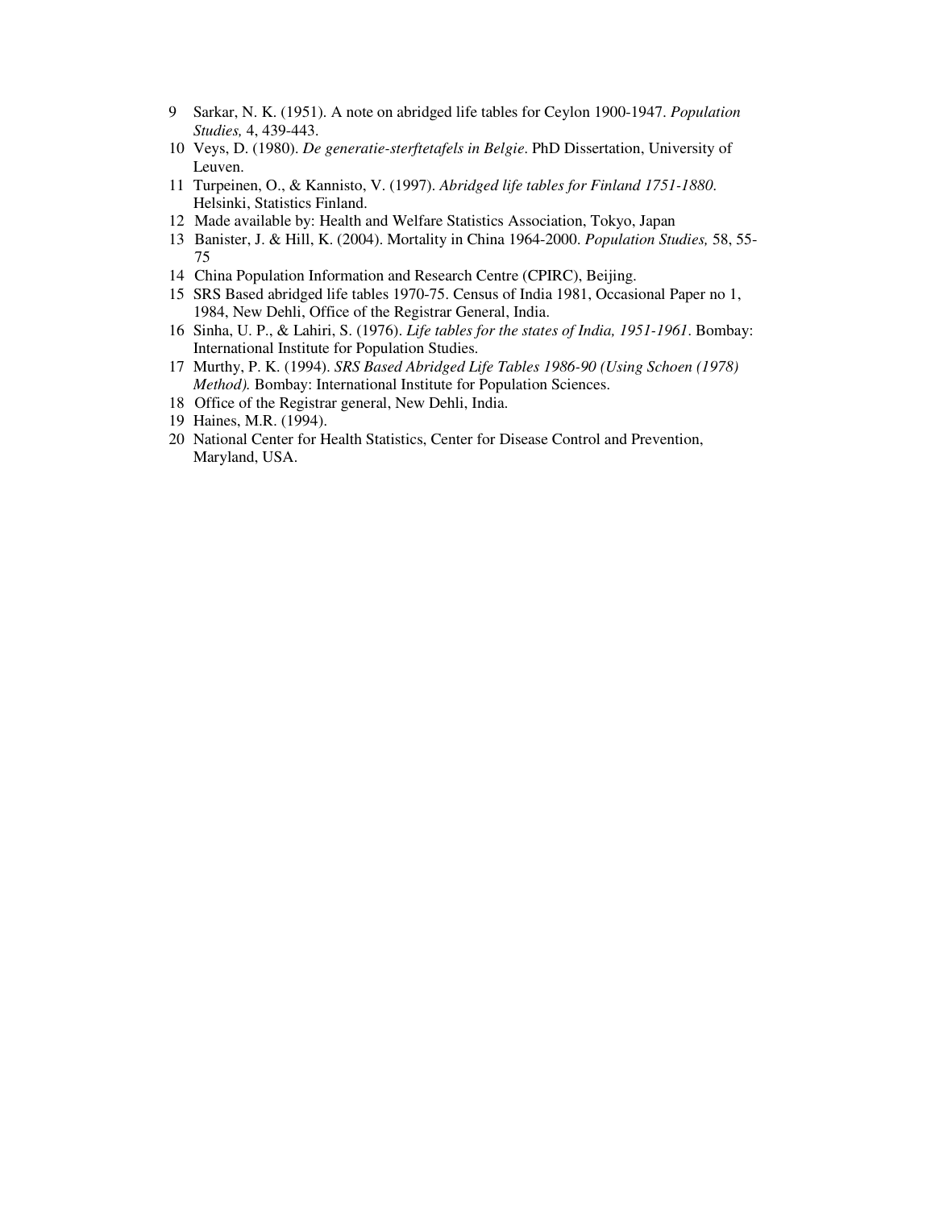9 Sarkar, N. K. (1951). A note on abridged life tables for Ceylon 1900-1947. *Population Studies,* 4, 439-443.

10 Veys, D. (1980). *De generatie-sterftetafels in Belgie*. PhD Dissertation, University of Leuven.

11 Turpeinen, O., & Kannisto, V. (1997). *Abridged life tables for Finland 1751-1880*. Helsinki, Statistics Finland.

12 Made available by: Health and Welfare Statistics Association, Tokyo, Japan

13 Banister, J. & Hill, K. (2004). Mortality in China 1964-2000. *Population Studies,* 58, 55-75

14 China Population Information and Research Centre (CPIRC), Beijing.

15 SRS Based abridged life tables 1970-75. Census of India 1981, Occasional Paper no 1, 1984, New Dehli, Office of the Registrar General, India.

16 Sinha, U. P., & Lahiri, S. (1976). *Life tables for the states of India, 1951-1961*. Bombay: International Institute for Population Studies.

17 Murthy, P. K. (1994). *SRS Based Abridged Life Tables 1986-90 (Using Schoen (1978) Method).* Bombay: International Institute for Population Sciences.

18 Office of the Registrar general, New Dehli, India.

19 Haines, M.R. (1994).

20 National Center for Health Statistics, Center for Disease Control and Prevention, Maryland, USA.